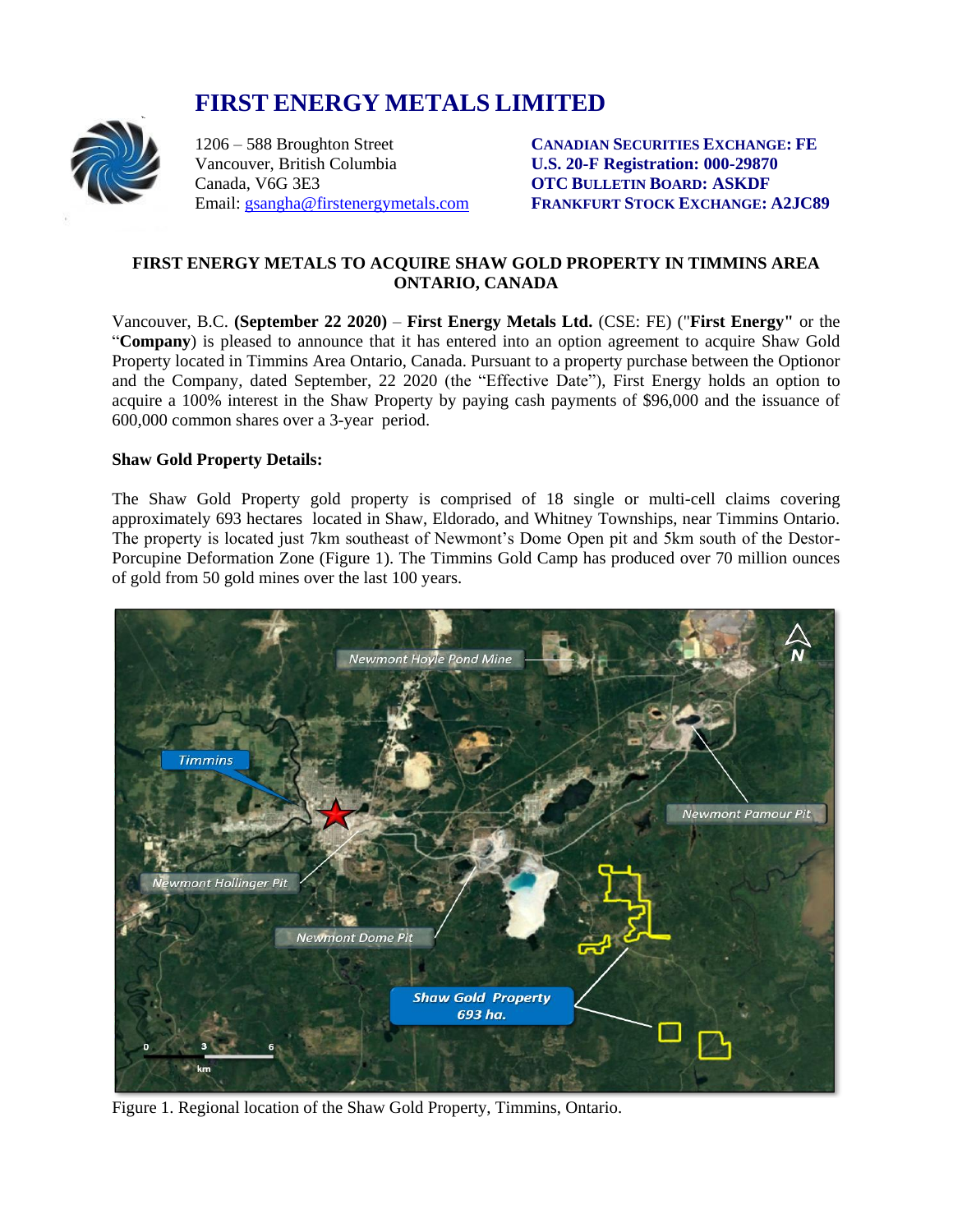# FIRST ENERGY METALS LIMITED

1206 – 588 Broughton Street
Vancouver, British Columbia
Canada, V6G 3E3
Email: gsangha@firstenergymetals.com

**CANADIAN SECURITIES EXCHANGE: FE**
**U.S. 20-F Registration: 000-29870**
**OTC BULLETIN BOARD: ASKDF**
**FRANKFURT STOCK EXCHANGE: A2JC89**

## FIRST ENERGY METALS TO ACQUIRE SHAW GOLD PROPERTY IN TIMMINS AREA ONTARIO, CANADA

Vancouver, B.C. **(September 22 2020)** – **First Energy Metals Ltd.** (CSE: FE) ("**First Energy"** or the "**Company**) is pleased to announce that it has entered into an option agreement to acquire Shaw Gold Property located in Timmins Area Ontario, Canada. Pursuant to a property purchase between the Optionor and the Company, dated September, 22 2020 (the "Effective Date"), First Energy holds an option to acquire a 100% interest in the Shaw Property by paying cash payments of $96,000 and the issuance of 600,000 common shares over a 3-year period.

**Shaw Gold Property Details:**

The Shaw Gold Property gold property is comprised of 18 single or multi-cell claims covering approximately 693 hectares located in Shaw, Eldorado, and Whitney Townships, near Timmins Ontario. The property is located just 7km southeast of Newmont's Dome Open pit and 5km south of the Destor-Porcupine Deformation Zone (Figure 1). The Timmins Gold Camp has produced over 70 million ounces of gold from 50 gold mines over the last 100 years.

Figure 1. Regional location of the Shaw Gold Property, Timmins, Ontario.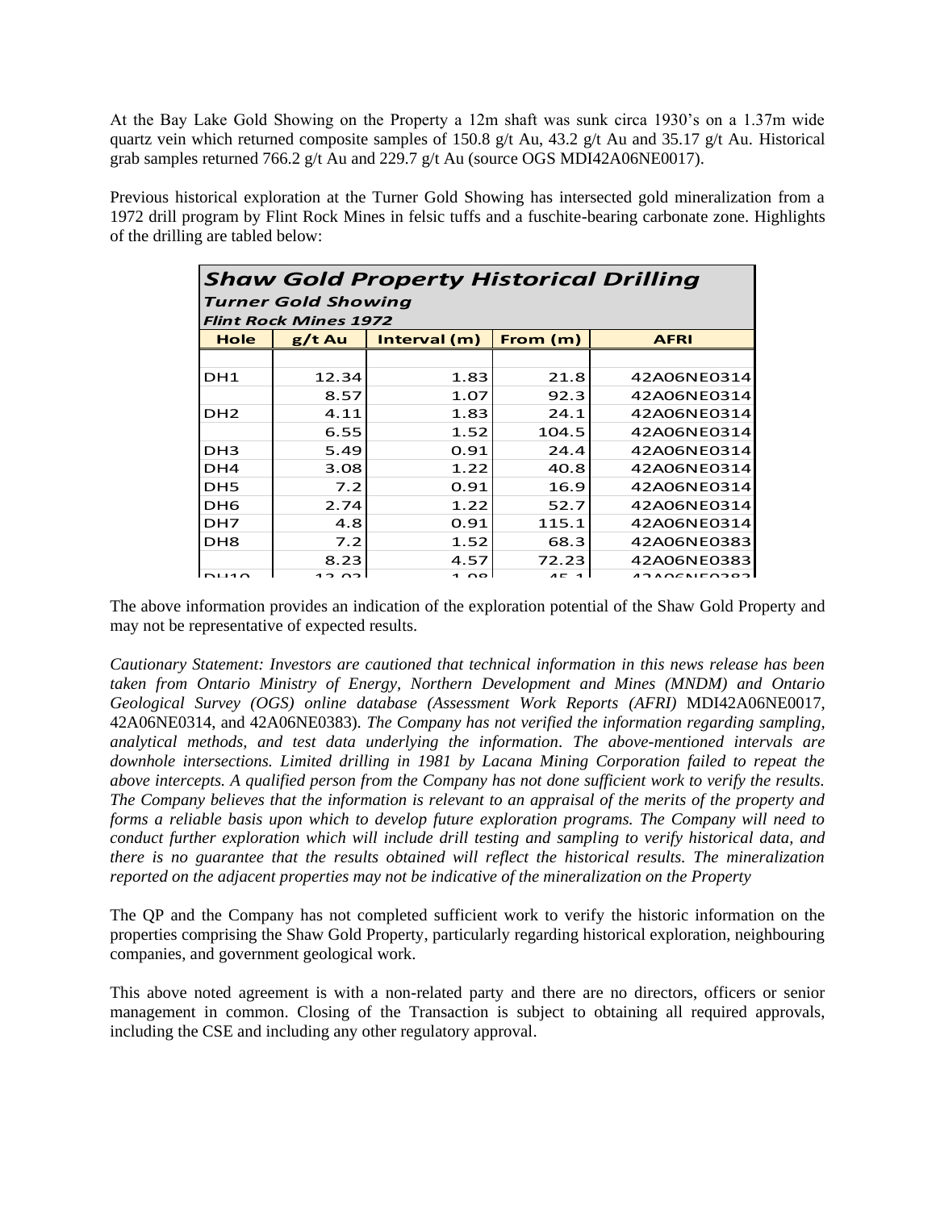At the Bay Lake Gold Showing on the Property a 12m shaft was sunk circa 1930's on a 1.37m wide quartz vein which returned composite samples of 150.8 g/t Au, 43.2 g/t Au and 35.17 g/t Au. Historical grab samples returned 766.2 g/t Au and 229.7 g/t Au (source OGS MDI42A06NE0017).

Previous historical exploration at the Turner Gold Showing has intersected gold mineralization from a 1972 drill program by Flint Rock Mines in felsic tuffs and a fuschite-bearing carbonate zone. Highlights of the drilling are tabled below:

| ***Shaw Gold Property Historical Drilling*** | | | | |
|---|---|---|---|---|
| ***Turner Gold Showing*** | | | | |
| ***Flint Rock Mines 1972*** | | | | |
| **Hole** | **g/t Au** | **Interval (m)** | **From (m)** | **AFRI** |
| | | | | |
| DH1 | 12.34 | 1.83 | 21.8 | 42A06NE0314 |
| | 8.57 | 1.07 | 92.3 | 42A06NE0314 |
| DH2 | 4.11 | 1.83 | 24.1 | 42A06NE0314 |
| | 6.55 | 1.52 | 104.5 | 42A06NE0314 |
| DH3 | 5.49 | 0.91 | 24.4 | 42A06NE0314 |
| DH4 | 3.08 | 1.22 | 40.8 | 42A06NE0314 |
| DH5 | 7.2 | 0.91 | 16.9 | 42A06NE0314 |
| DH6 | 2.74 | 1.22 | 52.7 | 42A06NE0314 |
| DH7 | 4.8 | 0.91 | 115.1 | 42A06NE0314 |
| DH8 | 7.2 | 1.52 | 68.3 | 42A06NE0383 |
| | 8.23 | 4.57 | 72.23 | 42A06NE0383 |
| DH10 | 13.03 | 1.98 | 45.1 | 42A06NE0383 |

The above information provides an indication of the exploration potential of the Shaw Gold Property and may not be representative of expected results.

*Cautionary Statement: Investors are cautioned that technical information in this news release has been taken from Ontario Ministry of Energy, Northern Development and Mines (MNDM) and Ontario Geological Survey (OGS) online database (Assessment Work Reports (AFRI)* MDI42A06NE0017, 42A06NE0314, and 42A06NE0383)*. The Company has not verified the information regarding sampling, analytical methods, and test data underlying the information. The above-mentioned intervals are downhole intersections. Limited drilling in 1981 by Lacana Mining Corporation failed to repeat the above intercepts. A qualified person from the Company has not done sufficient work to verify the results. The Company believes that the information is relevant to an appraisal of the merits of the property and forms a reliable basis upon which to develop future exploration programs. The Company will need to conduct further exploration which will include drill testing and sampling to verify historical data, and there is no guarantee that the results obtained will reflect the historical results. The mineralization reported on the adjacent properties may not be indicative of the mineralization on the Property*

The QP and the Company has not completed sufficient work to verify the historic information on the properties comprising the Shaw Gold Property, particularly regarding historical exploration, neighbouring companies, and government geological work.

This above noted agreement is with a non-related party and there are no directors, officers or senior management in common. Closing of the Transaction is subject to obtaining all required approvals, including the CSE and including any other regulatory approval.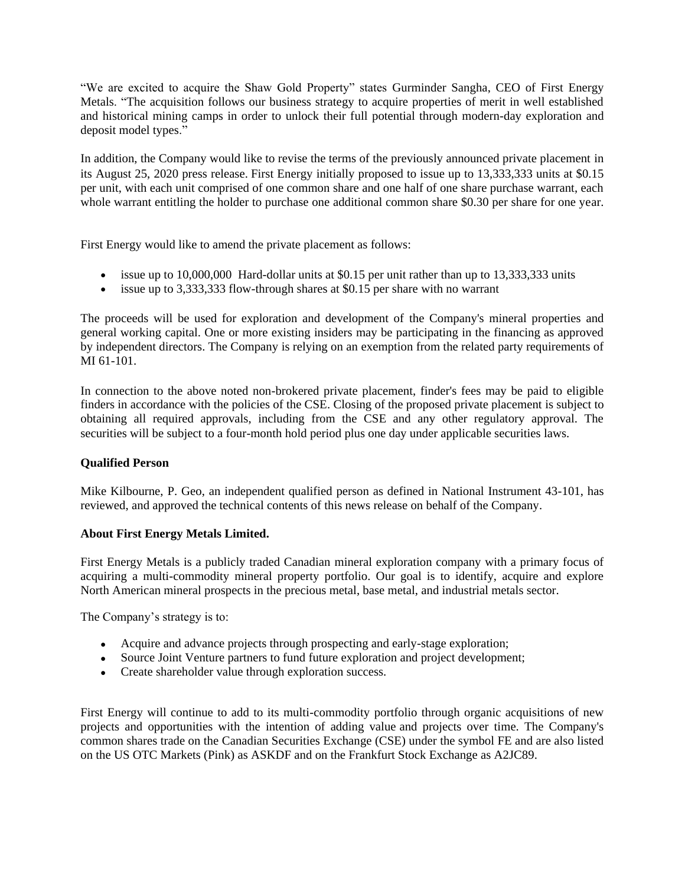"We are excited to acquire the Shaw Gold Property" states Gurminder Sangha, CEO of First Energy Metals. "The acquisition follows our business strategy to acquire properties of merit in well established and historical mining camps in order to unlock their full potential through modern-day exploration and deposit model types."

In addition, the Company would like to revise the terms of the previously announced private placement in its August 25, 2020 press release. First Energy initially proposed to issue up to 13,333,333 units at $0.15 per unit, with each unit comprised of one common share and one half of one share purchase warrant, each whole warrant entitling the holder to purchase one additional common share $0.30 per share for one year.

First Energy would like to amend the private placement as follows:

- issue up to 10,000,000 Hard-dollar units at $0.15 per unit rather than up to 13,333,333 units
- issue up to 3,333,333 flow-through shares at $0.15 per share with no warrant

The proceeds will be used for exploration and development of the Company's mineral properties and general working capital. One or more existing insiders may be participating in the financing as approved by independent directors. The Company is relying on an exemption from the related party requirements of MI 61-101.

In connection to the above noted non-brokered private placement, finder's fees may be paid to eligible finders in accordance with the policies of the CSE. Closing of the proposed private placement is subject to obtaining all required approvals, including from the CSE and any other regulatory approval. The securities will be subject to a four-month hold period plus one day under applicable securities laws.

**Qualified Person**

Mike Kilbourne, P. Geo, an independent qualified person as defined in National Instrument 43-101, has reviewed, and approved the technical contents of this news release on behalf of the Company.

**About First Energy Metals Limited.**

First Energy Metals is a publicly traded Canadian mineral exploration company with a primary focus of acquiring a multi-commodity mineral property portfolio. Our goal is to identify, acquire and explore North American mineral prospects in the precious metal, base metal, and industrial metals sector.

The Company's strategy is to:

- Acquire and advance projects through prospecting and early-stage exploration;
- Source Joint Venture partners to fund future exploration and project development;
- Create shareholder value through exploration success.

First Energy will continue to add to its multi-commodity portfolio through organic acquisitions of new projects and opportunities with the intention of adding value and projects over time. The Company's common shares trade on the Canadian Securities Exchange (CSE) under the symbol FE and are also listed on the US OTC Markets (Pink) as ASKDF and on the Frankfurt Stock Exchange as A2JC89.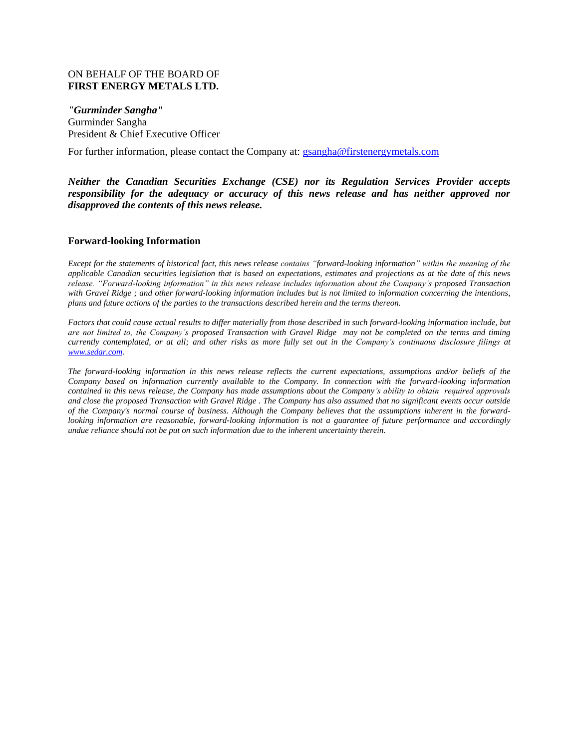ON BEHALF OF THE BOARD OF
**FIRST ENERGY METALS LTD.**

***"Gurminder Sangha"***
Gurminder Sangha
President & Chief Executive Officer

For further information, please contact the Company at: gsangha@firstenergymetals.com

***Neither the Canadian Securities Exchange (CSE) nor its Regulation Services Provider accepts responsibility for the adequacy or accuracy of this news release and has neither approved nor disapproved the contents of this news release.***

## Forward-looking Information

*Except for the statements of historical fact, this news release contains "forward-looking information" within the meaning of the applicable Canadian securities legislation that is based on expectations, estimates and projections as at the date of this news release. "Forward-looking information" in this news release includes information about the Company's proposed Transaction with Gravel Ridge ; and other forward-looking information includes but is not limited to information concerning the intentions, plans and future actions of the parties to the transactions described herein and the terms thereon.*

*Factors that could cause actual results to differ materially from those described in such forward-looking information include, but are not limited to, the Company's proposed Transaction with Gravel Ridge may not be completed on the terms and timing currently contemplated, or at all; and other risks as more fully set out in the Company's continuous disclosure filings at www.sedar.com.*

*The forward-looking information in this news release reflects the current expectations, assumptions and/or beliefs of the Company based on information currently available to the Company. In connection with the forward-looking information contained in this news release, the Company has made assumptions about the Company's ability to obtain required approvals and close the proposed Transaction with Gravel Ridge . The Company has also assumed that no significant events occur outside of the Company's normal course of business. Although the Company believes that the assumptions inherent in the forward-looking information are reasonable, forward-looking information is not a guarantee of future performance and accordingly undue reliance should not be put on such information due to the inherent uncertainty therein.*